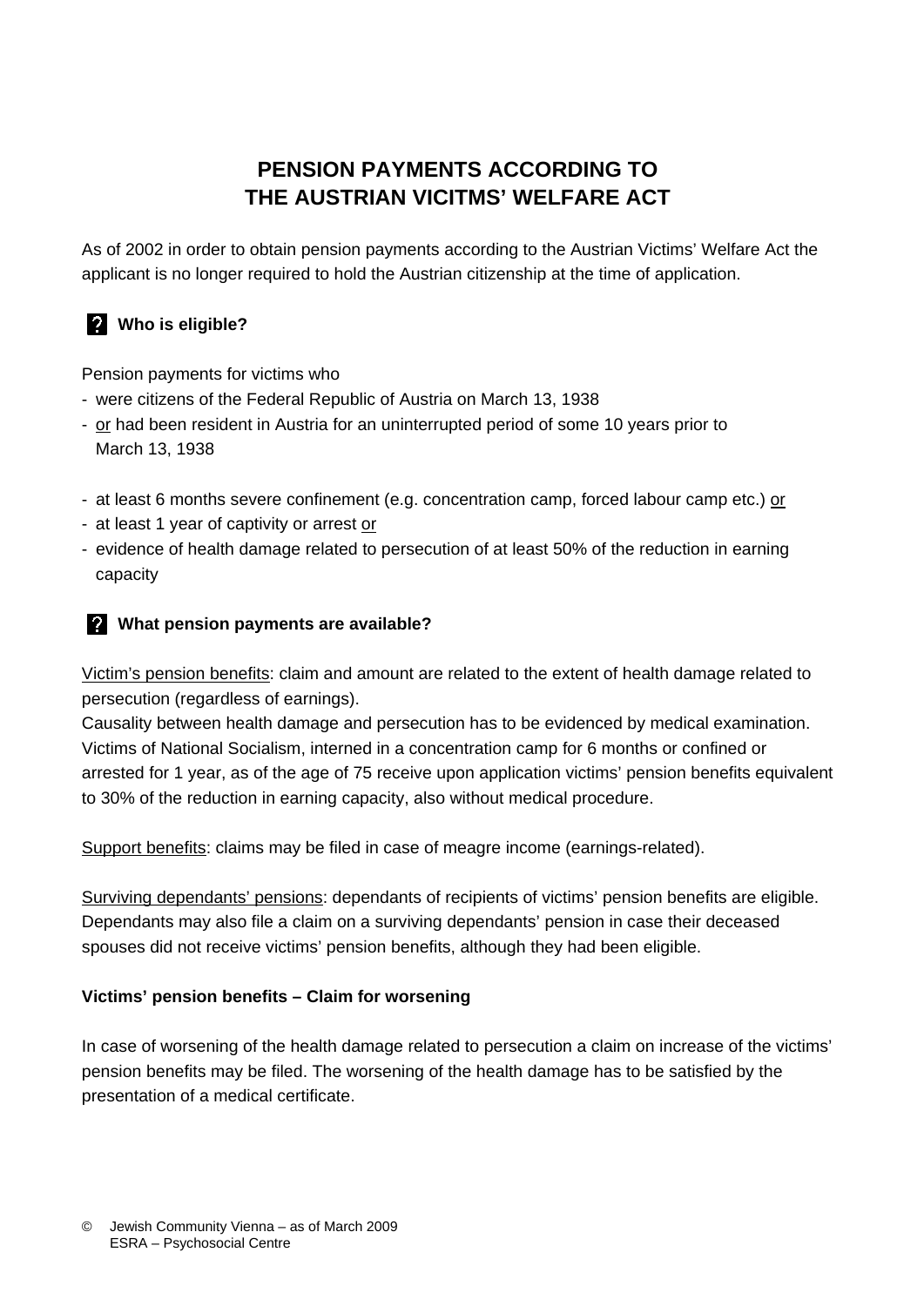# PENSION PAYMENTS ACCORDING TO THE AUSTRIAN VICITMS' WELFARE ACT

As of 2002 in order to obtain pension payments according to the Austrian Victims' Welfare Act the applicant is no longer required to hold the Austrian citizenship at the time of application.

## ? Who is eligible?

Pension payments for victims who

- were citizens of the Federal Republic of Austria on March 13, 1938
- <u>or</u> had been resident in Austria for an uninterrupted period of some 10 years prior to March 13, 1938

- at least 6 months severe confinement (e.g. concentration camp, forced labour camp etc.) <u>or</u>
- at least 1 year of captivity or arrest <u>or</u>
- evidence of health damage related to persecution of at least 50% of the reduction in earning capacity

## ? What pension payments are available?

<u>Victim's pension benefits</u>: claim and amount are related to the extent of health damage related to persecution (regardless of earnings).
Causality between health damage and persecution has to be evidenced by medical examination.
Victims of National Socialism, interned in a concentration camp for 6 months or confined or arrested for 1 year, as of the age of 75 receive upon application victims' pension benefits equivalent to 30% of the reduction in earning capacity, also without medical procedure.

<u>Support benefits</u>: claims may be filed in case of meagre income (earnings-related).

<u>Surviving dependants' pensions</u>: dependants of recipients of victims' pension benefits are eligible. Dependants may also file a claim on a surviving dependants' pension in case their deceased spouses did not receive victims' pension benefits, although they had been eligible.

### Victims' pension benefits – Claim for worsening

In case of worsening of the health damage related to persecution a claim on increase of the victims' pension benefits may be filed. The worsening of the health damage has to be satisfied by the presentation of a medical certificate.

© Jewish Community Vienna – as of March 2009
ESRA – Psychosocial Centre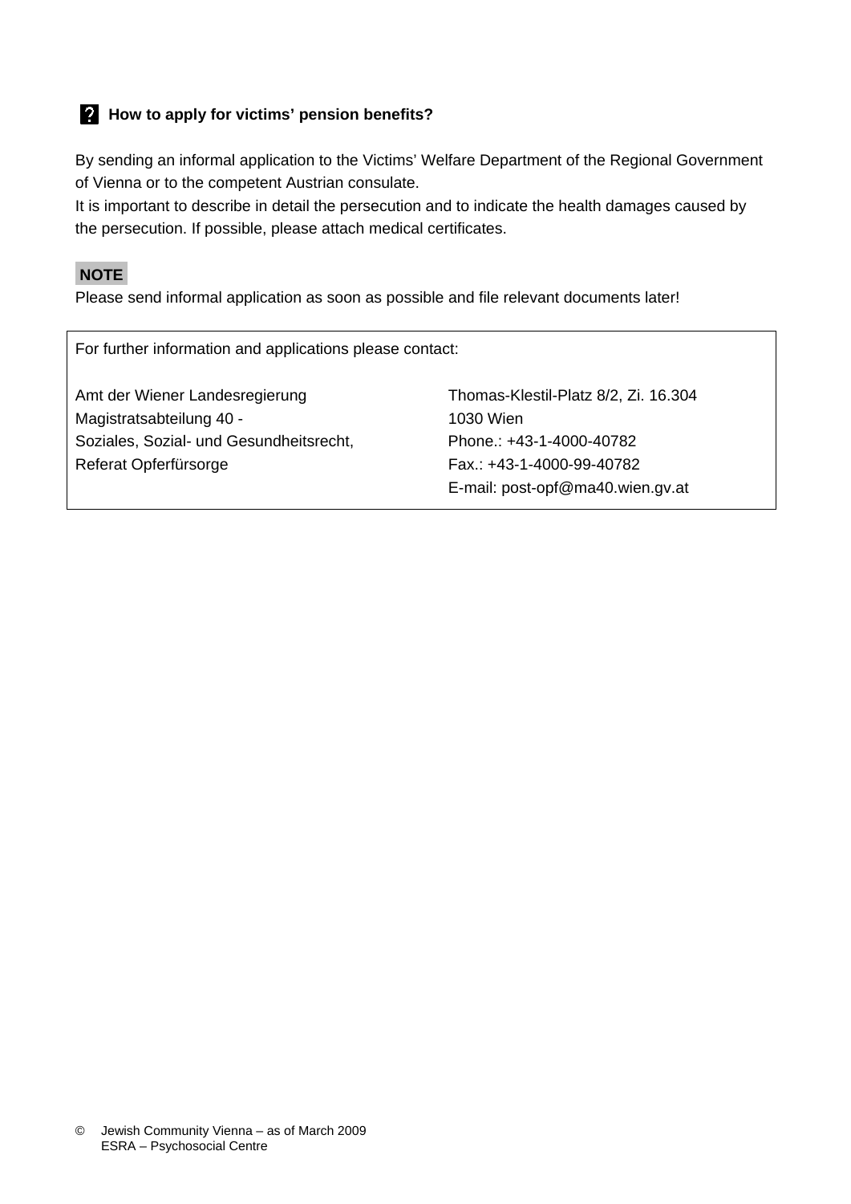### ? How to apply for victims' pension benefits?

By sending an informal application to the Victims' Welfare Department of the Regional Government of Vienna or to the competent Austrian consulate.
It is important to describe in detail the persecution and to indicate the health damages caused by the persecution. If possible, please attach medical certificates.

**NOTE**
Please send informal application as soon as possible and file relevant documents later!

For further information and applications please contact:

| | |
|---|---|
| Amt der Wiener Landesregierung | Thomas-Klestil-Platz 8/2, Zi. 16.304 |
| Magistratsabteilung 40 - | 1030 Wien |
| Soziales, Sozial- und Gesundheitsrecht, | Phone.: +43-1-4000-40782 |
| Referat Opferfürsorge | Fax.: +43-1-4000-99-40782 |
| | E-mail: post-opf@ma40.wien.gv.at |

© Jewish Community Vienna – as of March 2009
ESRA – Psychosocial Centre